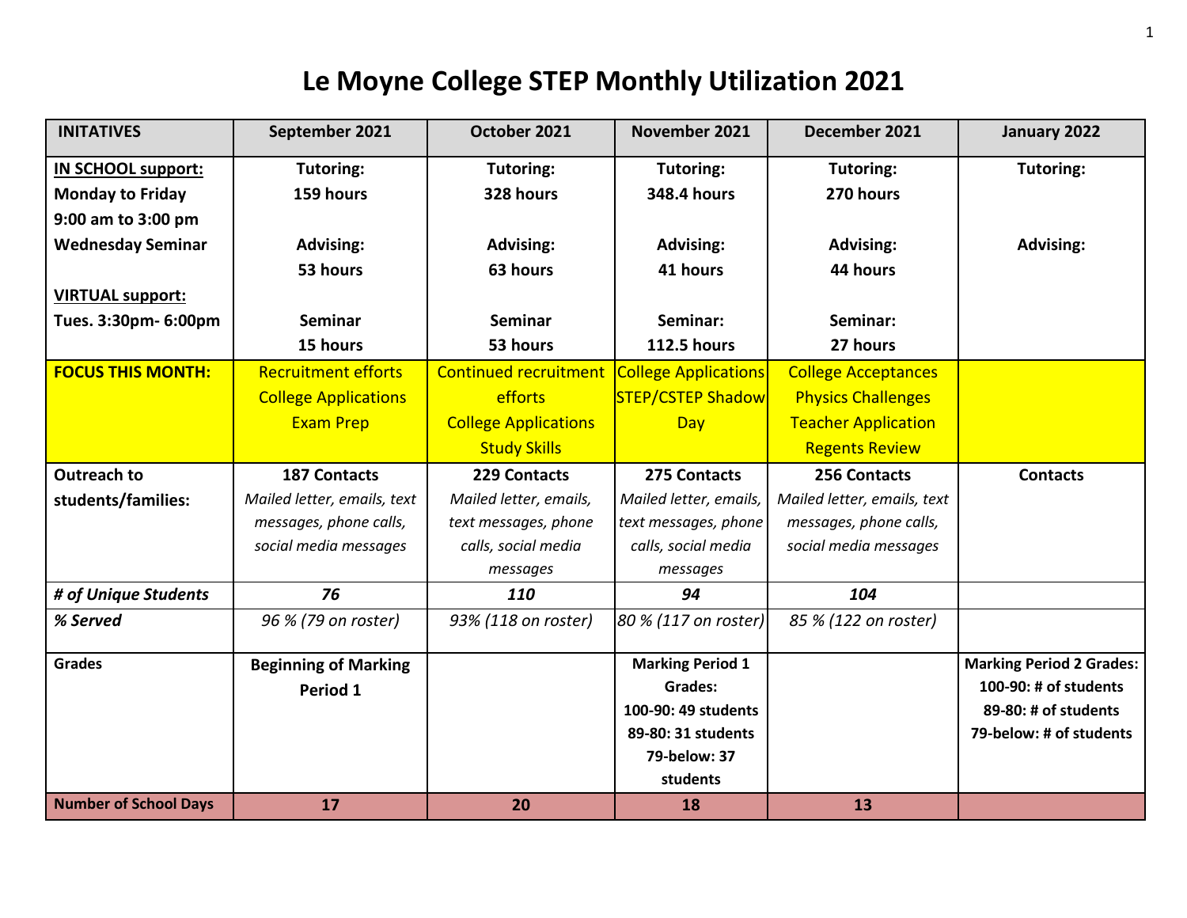# Le Moyne College STEP Monthly Utilization 2021

| INITATIVES | September 2021 | October 2021 | November 2021 | December 2021 | January 2022 |
|---|---|---|---|---|---|
| <u>IN SCHOOL support:</u> **Monday to Friday 9:00 am to 3:00 pm Wednesday Seminar** <u>VIRTUAL support:</u> **Tues. 3:30pm- 6:00pm** | **Tutoring: 159 hours** **Advising: 53 hours** **Seminar 15 hours** | **Tutoring: 328 hours** **Advising: 63 hours** **Seminar 53 hours** | **Tutoring: 348.4 hours** **Advising: 41 hours** **Seminar: 112.5 hours** | **Tutoring: 270 hours** **Advising: 44 hours** **Seminar: 27 hours** | **Tutoring:** **Advising:** |
| **FOCUS THIS MONTH:** | Recruitment efforts College Applications Exam Prep | Continued recruitment efforts College Applications Study Skills | College Applications STEP/CSTEP Shadow Day | College Acceptances Physics Challenges Teacher Application Regents Review | |
| **Outreach to students/families:** | **187 Contacts** *Mailed letter, emails, text messages, phone calls, social media messages* | **229 Contacts** *Mailed letter, emails, text messages, phone calls, social media messages* | **275 Contacts** *Mailed letter, emails, text messages, phone calls, social media messages* | **256 Contacts** *Mailed letter, emails, text messages, phone calls, social media messages* | **Contacts** |
| ***# of Unique Students*** | ***76*** | ***110*** | ***94*** | ***104*** | |
| ***% Served*** | *96 % (79 on roster)* | *93% (118 on roster)* | *80 % (117 on roster)* | *85 % (122 on roster)* | |
| **Grades** | **Beginning of Marking Period 1** | | **Marking Period 1 Grades: 100-90: 49 students 89-80: 31 students 79-below: 37 students** | | **Marking Period 2 Grades: 100-90: # of students 89-80: # of students 79-below: # of students** |
| **Number of School Days** | **17** | **20** | **18** | **13** | |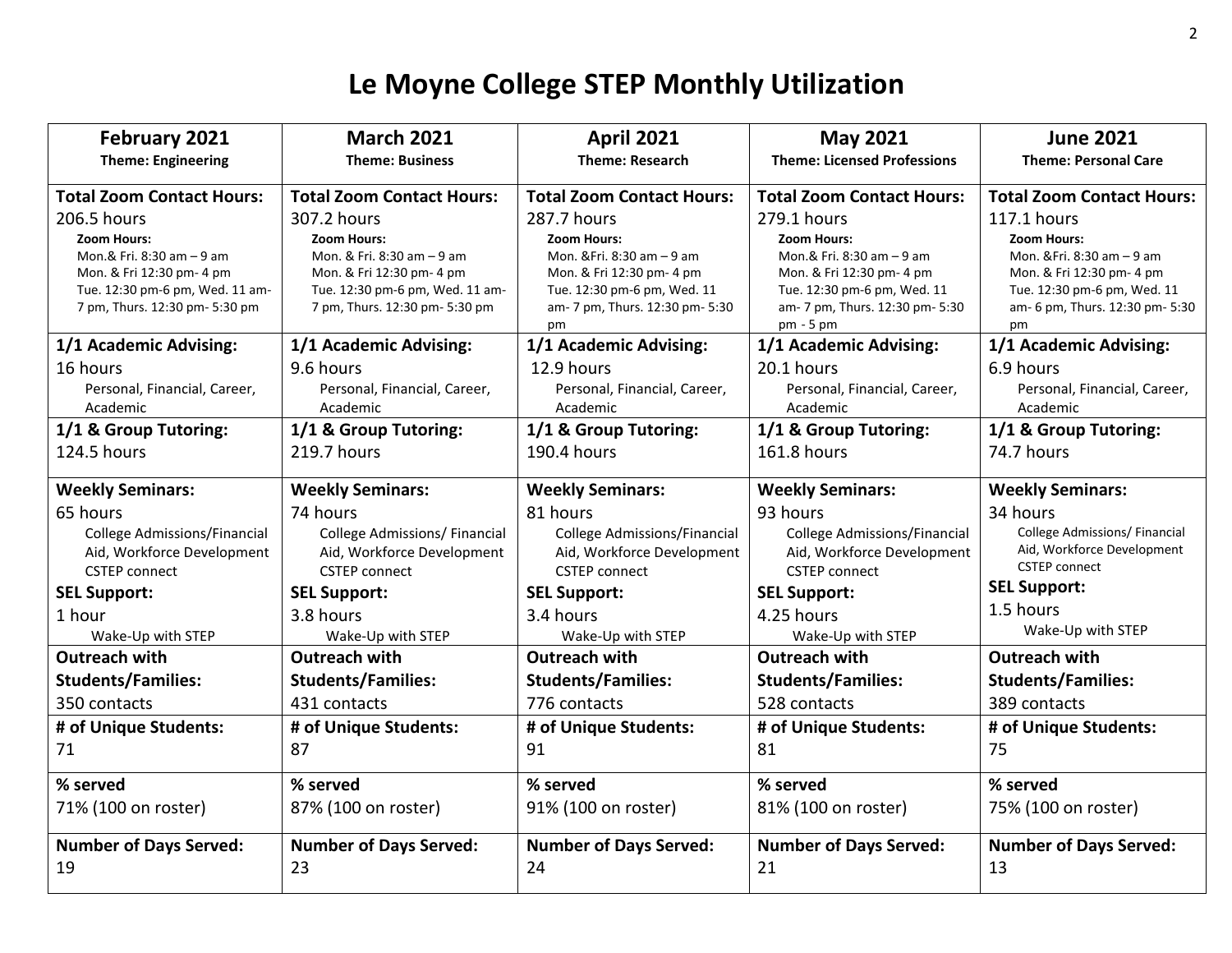# Le Moyne College STEP Monthly Utilization

| **February 2021**<br>**Theme: Engineering** | **March 2021**<br>**Theme: Business** | **April 2021**<br>**Theme: Research** | **May 2021**<br>**Theme: Licensed Professions** | **June 2021**<br>**Theme: Personal Care** |
|---|---|---|---|---|
| **Total Zoom Contact Hours:**<br>206.5 hours<br>**Zoom Hours:**<br>Mon.& Fri. 8:30 am – 9 am<br>Mon. & Fri 12:30 pm- 4 pm<br>Tue. 12:30 pm-6 pm, Wed. 11 am-7 pm, Thurs. 12:30 pm- 5:30 pm | **Total Zoom Contact Hours:**<br>307.2 hours<br>**Zoom Hours:**<br>Mon. & Fri. 8:30 am – 9 am<br>Mon. & Fri 12:30 pm- 4 pm<br>Tue. 12:30 pm-6 pm, Wed. 11 am-7 pm, Thurs. 12:30 pm- 5:30 pm | **Total Zoom Contact Hours:**<br>287.7 hours<br>**Zoom Hours:**<br>Mon. &Fri. 8:30 am – 9 am<br>Mon. & Fri 12:30 pm- 4 pm<br>Tue. 12:30 pm-6 pm, Wed. 11 am- 7 pm, Thurs. 12:30 pm- 5:30 pm | **Total Zoom Contact Hours:**<br>279.1 hours<br>**Zoom Hours:**<br>Mon.& Fri. 8:30 am – 9 am<br>Mon. & Fri 12:30 pm- 4 pm<br>Tue. 12:30 pm-6 pm, Wed. 11 am- 7 pm, Thurs. 12:30 pm- 5:30 pm - 5 pm | **Total Zoom Contact Hours:**<br>117.1 hours<br>**Zoom Hours:**<br>Mon. &Fri. 8:30 am – 9 am<br>Mon. & Fri 12:30 pm- 4 pm<br>Tue. 12:30 pm-6 pm, Wed. 11 am- 6 pm, Thurs. 12:30 pm- 5:30 pm |
| **1/1 Academic Advising:**<br>16 hours<br>Personal, Financial, Career, Academic | **1/1 Academic Advising:**<br>9.6 hours<br>Personal, Financial, Career, Academic | **1/1 Academic Advising:**<br>12.9 hours<br>Personal, Financial, Career, Academic | **1/1 Academic Advising:**<br>20.1 hours<br>Personal, Financial, Career, Academic | **1/1 Academic Advising:**<br>6.9 hours<br>Personal, Financial, Career, Academic |
| **1/1 & Group Tutoring:**<br>124.5 hours | **1/1 & Group Tutoring:**<br>219.7 hours | **1/1 & Group Tutoring:**<br>190.4 hours | **1/1 & Group Tutoring:**<br>161.8 hours | **1/1 & Group Tutoring:**<br>74.7 hours |
| **Weekly Seminars:**<br>65 hours<br>College Admissions/Financial Aid, Workforce Development CSTEP connect<br>**SEL Support:**<br>1 hour<br>Wake-Up with STEP | **Weekly Seminars:**<br>74 hours<br>College Admissions/ Financial Aid, Workforce Development CSTEP connect<br>**SEL Support:**<br>3.8 hours<br>Wake-Up with STEP | **Weekly Seminars:**<br>81 hours<br>College Admissions/Financial Aid, Workforce Development CSTEP connect<br>**SEL Support:**<br>3.4 hours<br>Wake-Up with STEP | **Weekly Seminars:**<br>93 hours<br>College Admissions/Financial Aid, Workforce Development CSTEP connect<br>**SEL Support:**<br>4.25 hours<br>Wake-Up with STEP | **Weekly Seminars:**<br>34 hours<br>College Admissions/ Financial Aid, Workforce Development CSTEP connect<br>**SEL Support:**<br>1.5 hours<br>Wake-Up with STEP |
| **Outreach with Students/Families:**<br>350 contacts | **Outreach with Students/Families:**<br>431 contacts | **Outreach with Students/Families:**<br>776 contacts | **Outreach with Students/Families:**<br>528 contacts | **Outreach with Students/Families:**<br>389 contacts |
| **# of Unique Students:**<br>71 | **# of Unique Students:**<br>87 | **# of Unique Students:**<br>91 | **# of Unique Students:**<br>81 | **# of Unique Students:**<br>75 |
| **% served**<br>71% (100 on roster) | **% served**<br>87% (100 on roster) | **% served**<br>91% (100 on roster) | **% served**<br>81% (100 on roster) | **% served**<br>75% (100 on roster) |
| **Number of Days Served:**<br>19 | **Number of Days Served:**<br>23 | **Number of Days Served:**<br>24 | **Number of Days Served:**<br>21 | **Number of Days Served:**<br>13 |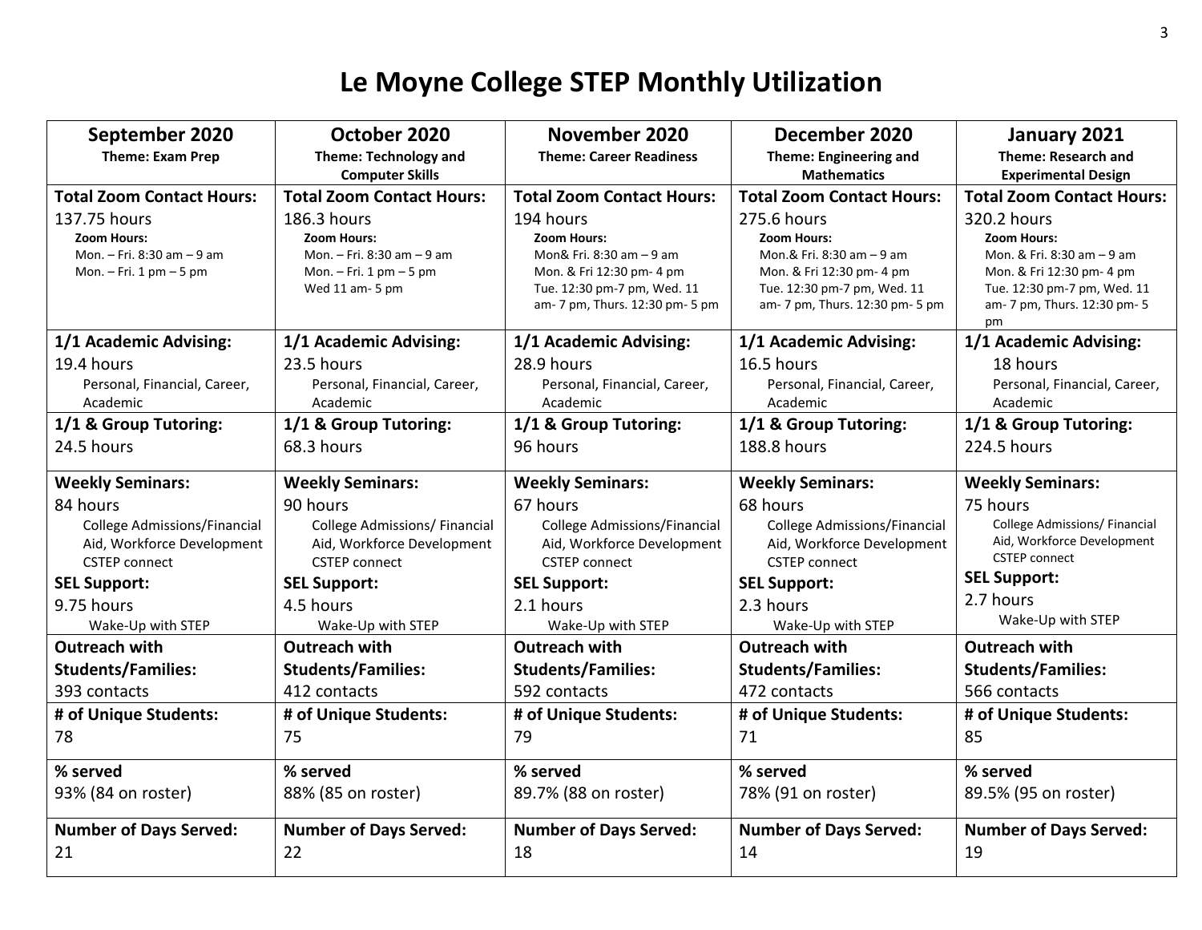# Le Moyne College STEP Monthly Utilization

| September 2020<br>Theme: Exam Prep | October 2020<br>Theme: Technology and Computer Skills | November 2020<br>Theme: Career Readiness | December 2020<br>Theme: Engineering and Mathematics | January 2021<br>Theme: Research and Experimental Design |
|---|---|---|---|---|
| **Total Zoom Contact Hours:**<br>137.75 hours<br>**Zoom Hours:**<br>Mon. – Fri. 8:30 am – 9 am<br>Mon. – Fri. 1 pm – 5 pm | **Total Zoom Contact Hours:**<br>186.3 hours<br>**Zoom Hours:**<br>Mon. – Fri. 8:30 am – 9 am<br>Mon. – Fri. 1 pm – 5 pm<br>Wed 11 am- 5 pm | **Total Zoom Contact Hours:**<br>194 hours<br>**Zoom Hours:**<br>Mon& Fri. 8:30 am – 9 am<br>Mon. & Fri 12:30 pm- 4 pm<br>Tue. 12:30 pm-7 pm, Wed. 11 am- 7 pm, Thurs. 12:30 pm- 5 pm | **Total Zoom Contact Hours:**<br>275.6 hours<br>**Zoom Hours:**<br>Mon.& Fri. 8:30 am – 9 am<br>Mon. & Fri 12:30 pm- 4 pm<br>Tue. 12:30 pm-7 pm, Wed. 11 am- 7 pm, Thurs. 12:30 pm- 5 pm | **Total Zoom Contact Hours:**<br>320.2 hours<br>**Zoom Hours:**<br>Mon. & Fri. 8:30 am – 9 am<br>Mon. & Fri 12:30 pm- 4 pm<br>Tue. 12:30 pm-7 pm, Wed. 11 am- 7 pm, Thurs. 12:30 pm- 5 pm |
| **1/1 Academic Advising:**<br>19.4 hours<br>Personal, Financial, Career, Academic | **1/1 Academic Advising:**<br>23.5 hours<br>Personal, Financial, Career, Academic | **1/1 Academic Advising:**<br>28.9 hours<br>Personal, Financial, Career, Academic | **1/1 Academic Advising:**<br>16.5 hours<br>Personal, Financial, Career, Academic | **1/1 Academic Advising:**<br>18 hours<br>Personal, Financial, Career, Academic |
| **1/1 & Group Tutoring:**<br>24.5 hours | **1/1 & Group Tutoring:**<br>68.3 hours | **1/1 & Group Tutoring:**<br>96 hours | **1/1 & Group Tutoring:**<br>188.8 hours | **1/1 & Group Tutoring:**<br>224.5 hours |
| **Weekly Seminars:**<br>84 hours<br>College Admissions/Financial Aid, Workforce Development CSTEP connect<br>**SEL Support:**<br>9.75 hours<br>Wake-Up with STEP | **Weekly Seminars:**<br>90 hours<br>College Admissions/ Financial Aid, Workforce Development CSTEP connect<br>**SEL Support:**<br>4.5 hours<br>Wake-Up with STEP | **Weekly Seminars:**<br>67 hours<br>College Admissions/Financial Aid, Workforce Development CSTEP connect<br>**SEL Support:**<br>2.1 hours<br>Wake-Up with STEP | **Weekly Seminars:**<br>68 hours<br>College Admissions/Financial Aid, Workforce Development CSTEP connect<br>**SEL Support:**<br>2.3 hours<br>Wake-Up with STEP | **Weekly Seminars:**<br>75 hours<br>College Admissions/ Financial Aid, Workforce Development CSTEP connect<br>**SEL Support:**<br>2.7 hours<br>Wake-Up with STEP |
| **Outreach with Students/Families:**<br>393 contacts | **Outreach with Students/Families:**<br>412 contacts | **Outreach with Students/Families:**<br>592 contacts | **Outreach with Students/Families:**<br>472 contacts | **Outreach with Students/Families:**<br>566 contacts |
| **# of Unique Students:**<br>78 | **# of Unique Students:**<br>75 | **# of Unique Students:**<br>79 | **# of Unique Students:**<br>71 | **# of Unique Students:**<br>85 |
| **% served**<br>93% (84 on roster) | **% served**<br>88% (85 on roster) | **% served**<br>89.7% (88 on roster) | **% served**<br>78% (91 on roster) | **% served**<br>89.5% (95 on roster) |
| **Number of Days Served:**<br>21 | **Number of Days Served:**<br>22 | **Number of Days Served:**<br>18 | **Number of Days Served:**<br>14 | **Number of Days Served:**<br>19 |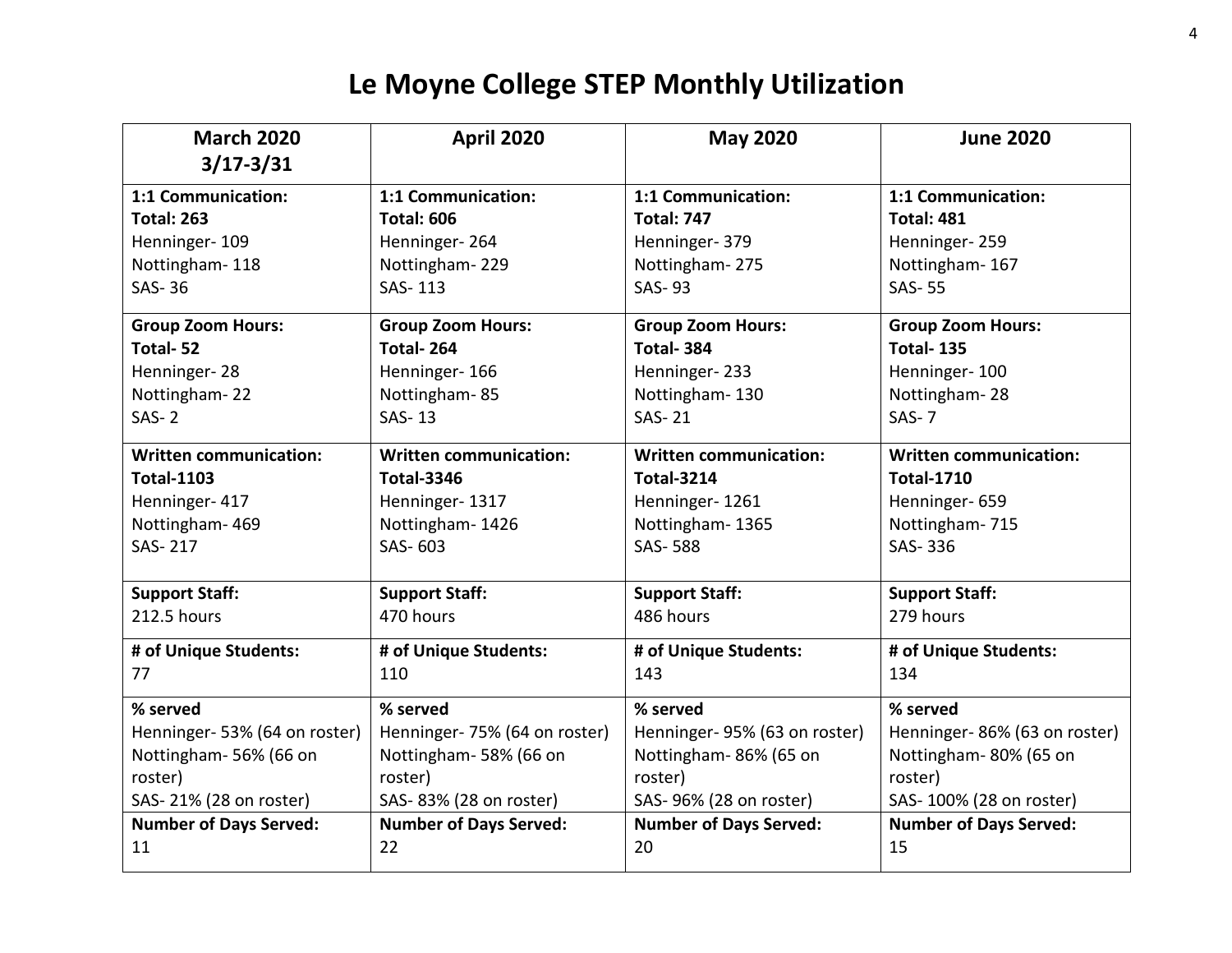# Le Moyne College STEP Monthly Utilization

| March 2020 3/17-3/31 | April 2020 | May 2020 | June 2020 |
|---|---|---|---|
| **1:1 Communication:**<br>**Total: 263**<br>Henninger- 109<br>Nottingham- 118<br>SAS- 36 | **1:1 Communication:**<br>**Total: 606**<br>Henninger- 264<br>Nottingham- 229<br>SAS- 113 | **1:1 Communication:**<br>**Total: 747**<br>Henninger- 379<br>Nottingham- 275<br>SAS- 93 | **1:1 Communication:**<br>**Total: 481**<br>Henninger- 259<br>Nottingham- 167<br>SAS- 55 |
| **Group Zoom Hours:**<br>**Total- 52**<br>Henninger- 28<br>Nottingham- 22<br>SAS- 2 | **Group Zoom Hours:**<br>**Total- 264**<br>Henninger- 166<br>Nottingham- 85<br>SAS- 13 | **Group Zoom Hours:**<br>**Total- 384**<br>Henninger- 233<br>Nottingham- 130<br>SAS- 21 | **Group Zoom Hours:**<br>**Total- 135**<br>Henninger- 100<br>Nottingham- 28<br>SAS- 7 |
| **Written communication:**<br>**Total-1103**<br>Henninger- 417<br>Nottingham- 469<br>SAS- 217 | **Written communication:**<br>**Total-3346**<br>Henninger- 1317<br>Nottingham- 1426<br>SAS- 603 | **Written communication:**<br>**Total-3214**<br>Henninger- 1261<br>Nottingham- 1365<br>SAS- 588 | **Written communication:**<br>**Total-1710**<br>Henninger- 659<br>Nottingham- 715<br>SAS- 336 |
| **Support Staff:**<br>212.5 hours | **Support Staff:**<br>470 hours | **Support Staff:**<br>486 hours | **Support Staff:**<br>279 hours |
| **# of Unique Students:**<br>77 | **# of Unique Students:**<br>110 | **# of Unique Students:**<br>143 | **# of Unique Students:**<br>134 |
| **% served**<br>Henninger- 53% (64 on roster)<br>Nottingham- 56% (66 on roster)<br>SAS- 21% (28 on roster) | **% served**<br>Henninger- 75% (64 on roster)<br>Nottingham- 58% (66 on roster)<br>SAS- 83% (28 on roster) | **% served**<br>Henninger- 95% (63 on roster)<br>Nottingham- 86% (65 on roster)<br>SAS- 96% (28 on roster) | **% served**<br>Henninger- 86% (63 on roster)<br>Nottingham- 80% (65 on roster)<br>SAS- 100% (28 on roster) |
| **Number of Days Served:**<br>11 | **Number of Days Served:**<br>22 | **Number of Days Served:**<br>20 | **Number of Days Served:**<br>15 |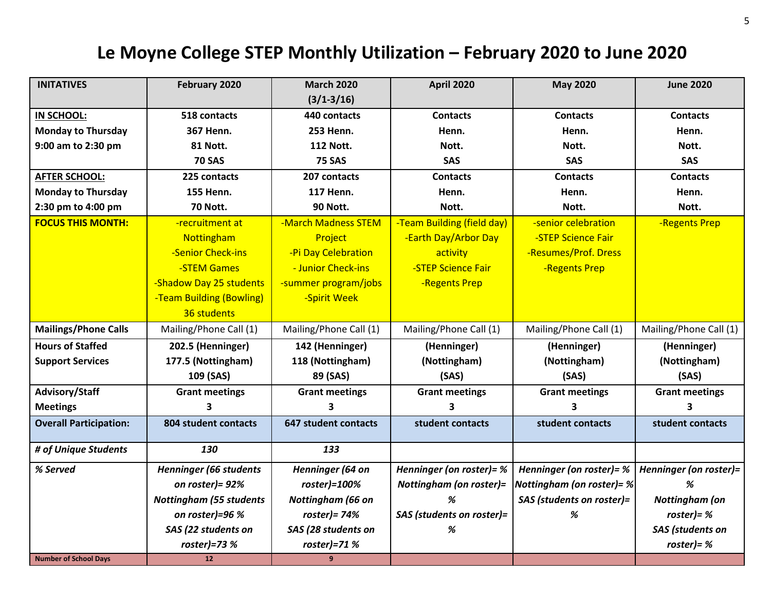# Le Moyne College STEP Monthly Utilization – February 2020 to June 2020

| INITATIVES | February 2020 | March 2020 (3/1-3/16) | April 2020 | May 2020 | June 2020 |
|---|---|---|---|---|---|
| **IN SCHOOL:** Monday to Thursday 9:00 am to 2:30 pm | 518 contacts 367 Henn. 81 Nott. 70 SAS | 440 contacts 253 Henn. 112 Nott. 75 SAS | Contacts Henn. Nott. SAS | Contacts Henn. Nott. SAS | Contacts Henn. Nott. SAS |
| **AFTER SCHOOL:** Monday to Thursday 2:30 pm to 4:00 pm | 225 contacts 155 Henn. 70 Nott. | 207 contacts 117 Henn. 90 Nott. | Contacts Henn. Nott. | Contacts Henn. Nott. | Contacts Henn. Nott. |
| **FOCUS THIS MONTH:** | -recruitment at Nottingham -Senior Check-ins -STEM Games -Shadow Day 25 students -Team Building (Bowling) 36 students | -March Madness STEM Project -Pi Day Celebration - Junior Check-ins -summer program/jobs -Spirit Week | -Team Building (field day) -Earth Day/Arbor Day activity -STEP Science Fair -Regents Prep | -senior celebration -STEP Science Fair -Resumes/Prof. Dress -Regents Prep | -Regents Prep |
| **Mailings/Phone Calls** | Mailing/Phone Call (1) | Mailing/Phone Call (1) | Mailing/Phone Call (1) | Mailing/Phone Call (1) | Mailing/Phone Call (1) |
| **Hours of Staffed Support Services** | 202.5 (Henninger) 177.5 (Nottingham) 109 (SAS) | 142 (Henninger) 118 (Nottingham) 89 (SAS) | (Henninger) (Nottingham) (SAS) | (Henninger) (Nottingham) (SAS) | (Henninger) (Nottingham) (SAS) |
| **Advisory/Staff Meetings** | Grant meetings 3 | Grant meetings 3 | Grant meetings 3 | Grant meetings 3 | Grant meetings 3 |
| **Overall Participation:** | 804 student contacts | 647 student contacts | student contacts | student contacts | student contacts |
| ***# of Unique Students*** | *130* | *133* | | | |
| ***% Served*** | *Henninger (66 students on roster)= 92% Nottingham (55 students on roster)=96 % SAS (22 students on roster)=73 %* | *Henninger (64 on roster)=100% Nottingham (66 on roster)= 74% SAS (28 students on roster)=71 %* | *Henninger (on roster)= % Nottingham (on roster)= % SAS (students on roster)= %* | *Henninger (on roster)= % Nottingham (on roster)= % SAS (students on roster)= %* | *Henninger (on roster)= % Nottingham (on roster)= % SAS (students on roster)= %* |
| **Number of School Days** | 12 | 9 | | | |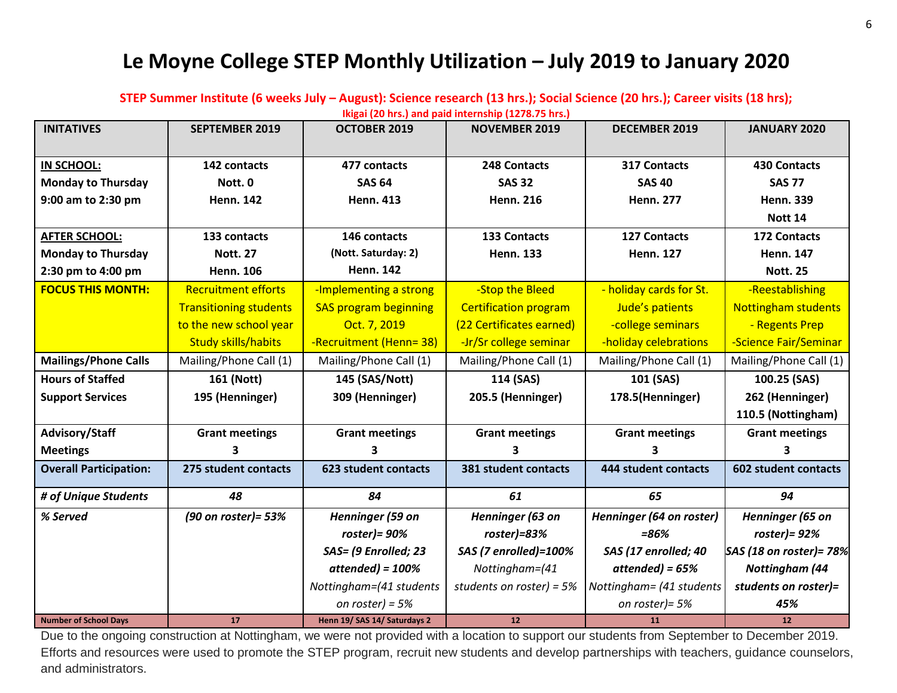# Le Moyne College STEP Monthly Utilization – July 2019 to January 2020

**STEP Summer Institute (6 weeks July – August): Science research (13 hrs.); Social Science (20 hrs.); Career visits (18 hrs); Ikigai (20 hrs.) and paid internship (1278.75 hrs.)**

| INITATIVES | SEPTEMBER 2019 | OCTOBER 2019 | NOVEMBER 2019 | DECEMBER 2019 | JANUARY 2020 |
|---|---|---|---|---|---|
| **IN SCHOOL:** Monday to Thursday 9:00 am to 2:30 pm | **142 contacts** Nott. 0 Henn. 142 | **477 contacts** SAS 64 Henn. 413 | **248 Contacts** SAS 32 Henn. 216 | **317 Contacts** SAS 40 Henn. 277 | **430 Contacts** SAS 77 Henn. 339 Nott 14 |
| **AFTER SCHOOL:** Monday to Thursday 2:30 pm to 4:00 pm | **133 contacts** Nott. 27 Henn. 106 | **146 contacts** (Nott. Saturday: 2) Henn. 142 | **133 Contacts** Henn. 133 | **127 Contacts** Henn. 127 | **172 Contacts** Henn. 147 Nott. 25 |
| **FOCUS THIS MONTH:** | Recruitment efforts Transitioning students to the new school year Study skills/habits | -Implementing a strong SAS program beginning Oct. 7, 2019 -Recruitment (Henn= 38) | -Stop the Bleed Certification program (22 Certificates earned) -Jr/Sr college seminar | - holiday cards for St. Jude's patients -college seminars -holiday celebrations | -Reestablishing Nottingham students - Regents Prep -Science Fair/Seminar |
| **Mailings/Phone Calls** | Mailing/Phone Call (1) | Mailing/Phone Call (1) | Mailing/Phone Call (1) | Mailing/Phone Call (1) | Mailing/Phone Call (1) |
| **Hours of Staffed Support Services** | **161 (Nott) 195 (Henninger)** | **145 (SAS/Nott) 309 (Henninger)** | **114 (SAS) 205.5 (Henninger)** | **101 (SAS) 178.5(Henninger)** | **100.25 (SAS) 262 (Henninger) 110.5 (Nottingham)** |
| **Advisory/Staff Meetings** | **Grant meetings 3** | **Grant meetings 3** | **Grant meetings 3** | **Grant meetings 3** | **Grant meetings 3** |
| **Overall Participation:** | **275 student contacts** | **623 student contacts** | **381 student contacts** | **444 student contacts** | **602 student contacts** |
| ***# of Unique Students*** | ***48*** | ***84*** | ***61*** | ***65*** | ***94*** |
| ***% Served*** | ***(90 on roster)= 53%*** | ***Henninger (59 on roster)= 90% SAS= (9 Enrolled; 23 attended) = 100%*** *Nottingham=(41 students on roster) = 5%* | ***Henninger (63 on roster)=83% SAS (7 enrolled)=100%*** *Nottingham=(41 students on roster) = 5%* | ***Henninger (64 on roster) =86% SAS (17 enrolled; 40 attended) = 65%*** *Nottingham= (41 students on roster)= 5%* | ***Henninger (65 on roster)= 92% SAS (18 on roster)= 78% Nottingham (44 students on roster)= 45%*** |
| **Number of School Days** | **17** | **Henn 19/ SAS 14/ Saturdays 2** | **12** | **11** | **12** |

Due to the ongoing construction at Nottingham, we were not provided with a location to support our students from September to December 2019. Efforts and resources were used to promote the STEP program, recruit new students and develop partnerships with teachers, guidance counselors, and administrators.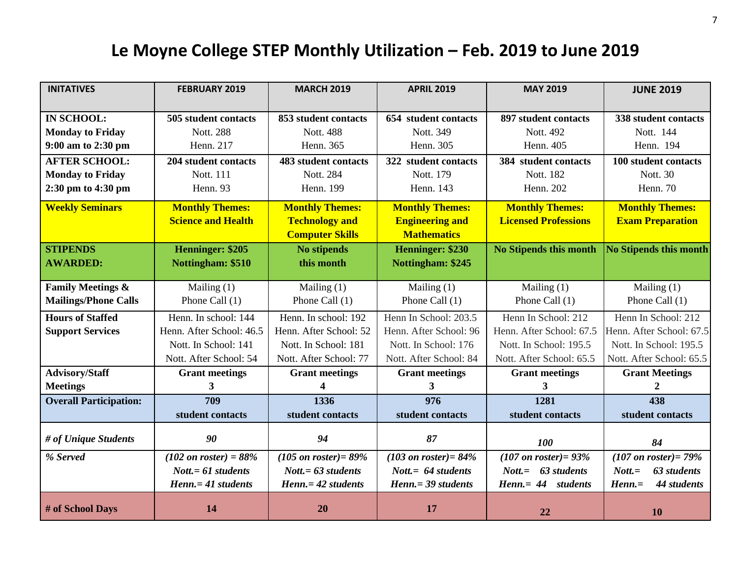# Le Moyne College STEP Monthly Utilization – Feb. 2019 to June 2019

| INITATIVES | FEBRUARY 2019 | MARCH 2019 | APRIL 2019 | MAY 2019 | JUNE 2019 |
|---|---|---|---|---|---|
| **IN SCHOOL: Monday to Friday 9:00 am to 2:30 pm** | **505 student contacts** Nott. 288 Henn. 217 | **853 student contacts** Nott. 488 Henn. 365 | **654 student contacts** Nott. 349 Henn. 305 | **897 student contacts** Nott. 492 Henn. 405 | **338 student contacts** Nott. 144 Henn. 194 |
| **AFTER SCHOOL: Monday to Friday 2:30 pm to 4:30 pm** | **204 student contacts** Nott. 111 Henn. 93 | **483 student contacts** Nott. 284 Henn. 199 | **322 student contacts** Nott. 179 Henn. 143 | **384 student contacts** Nott. 182 Henn. 202 | **100 student contacts** Nott. 30 Henn. 70 |
| **Weekly Seminars** | **Monthly Themes: Science and Health** | **Monthly Themes: Technology and Computer Skills** | **Monthly Themes: Engineering and Mathematics** | **Monthly Themes: Licensed Professions** | **Monthly Themes: Exam Preparation** |
| **STIPENDS AWARDED:** | **Henninger: $205 Nottingham: $510** | **No stipends this month** | **Henninger: $230 Nottingham: $245** | **No Stipends this month** | **No Stipends this month** |
| **Family Meetings & Mailings/Phone Calls** | Mailing (1) Phone Call (1) | Mailing (1) Phone Call (1) | Mailing (1) Phone Call (1) | Mailing (1) Phone Call (1) | Mailing (1) Phone Call (1) |
| **Hours of Staffed Support Services** | Henn. In school: 144 Henn. After School: 46.5 Nott. In School: 141 Nott. After School: 54 | Henn. In school: 192 Henn. After School: 52 Nott. In School: 181 Nott. After School: 77 | Henn In School: 203.5 Henn. After School: 96 Nott. In School: 176 Nott. After School: 84 | Henn In School: 212 Henn. After School: 67.5 Nott. In School: 195.5 Nott. After School: 65.5 | Henn In School: 212 Henn. After School: 67.5 Nott. In School: 195.5 Nott. After School: 65.5 |
| **Advisory/Staff Meetings** | **Grant meetings 3** | **Grant meetings 4** | **Grant meetings 3** | **Grant meetings 3** | **Grant Meetings 2** |
| **Overall Participation:** | **709 student contacts** | **1336 student contacts** | **976 student contacts** | **1281 student contacts** | **438 student contacts** |
| ***# of Unique Students*** | ***90*** | ***94*** | ***87*** | ***100*** | ***84*** |
| ***% Served*** | ***(102 on roster) = 88% Nott.= 61 students Henn.= 41 students*** | ***(105 on roster)= 89% Nott.= 63 students Henn.= 42 students*** | ***(103 on roster)= 84% Nott.= 64 students Henn.= 39 students*** | ***(107 on roster)= 93% Nott.= 63 students Henn.= 44 students*** | ***(107 on roster)= 79% Nott.= 63 students Henn.= 44 students*** |
| **# of School Days** | **14** | **20** | **17** | **22** | **10** |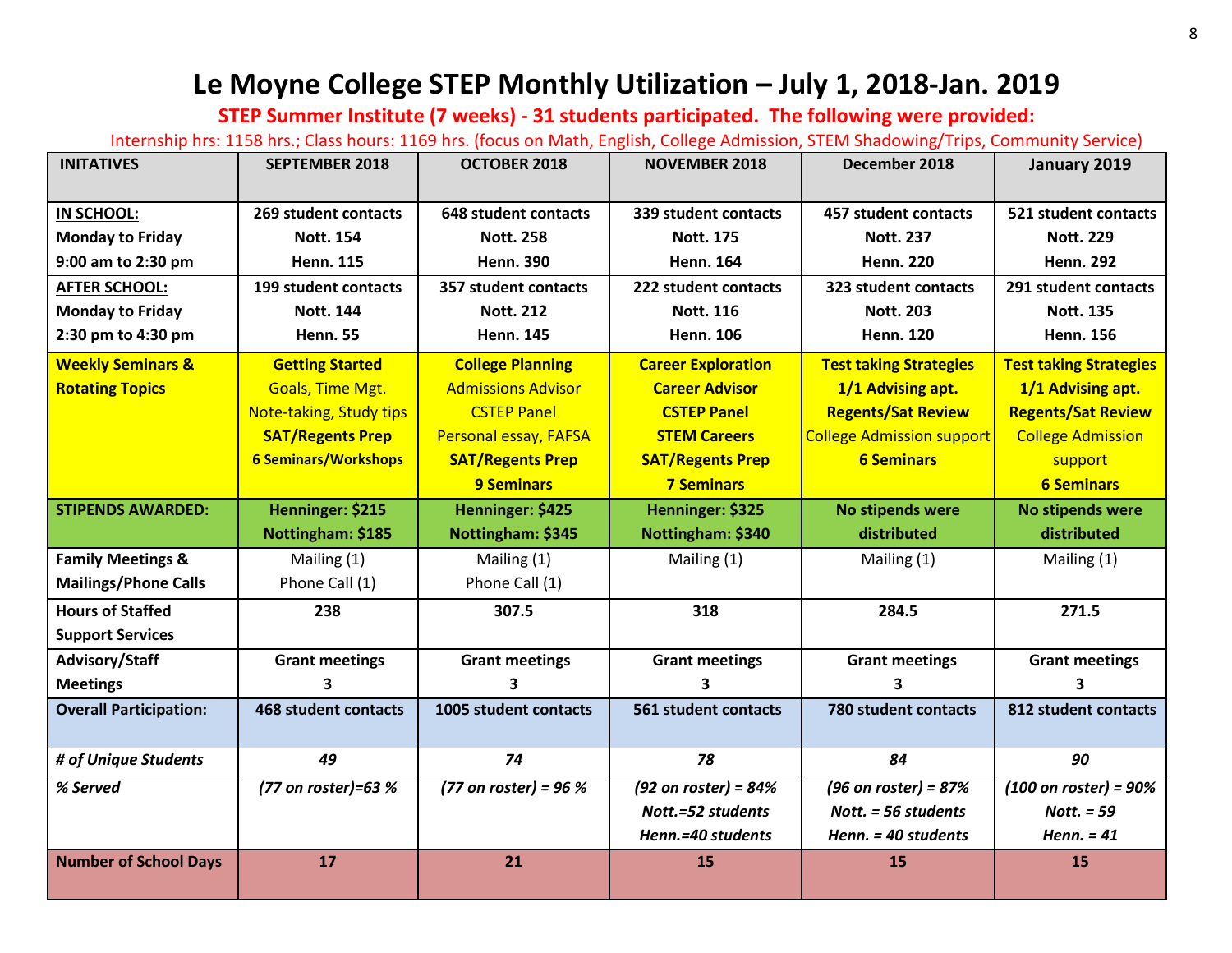# Le Moyne College STEP Monthly Utilization – July 1, 2018-Jan. 2019

**STEP Summer Institute (7 weeks) - 31 students participated. The following were provided:**

Internship hrs: 1158 hrs.; Class hours: 1169 hrs. (focus on Math, English, College Admission, STEM Shadowing/Trips, Community Service)

| INITATIVES | SEPTEMBER 2018 | OCTOBER 2018 | NOVEMBER 2018 | December 2018 | January 2019 |
|---|---|---|---|---|---|
| **IN SCHOOL:** Monday to Friday 9:00 am to 2:30 pm | **269 student contacts Nott. 154 Henn. 115** | **648 student contacts Nott. 258 Henn. 390** | **339 student contacts Nott. 175 Henn. 164** | **457 student contacts Nott. 237 Henn. 220** | **521 student contacts Nott. 229 Henn. 292** |
| **AFTER SCHOOL:** Monday to Friday 2:30 pm to 4:30 pm | **199 student contacts Nott. 144 Henn. 55** | **357 student contacts Nott. 212 Henn. 145** | **222 student contacts Nott. 116 Henn. 106** | **323 student contacts Nott. 203 Henn. 120** | **291 student contacts Nott. 135 Henn. 156** |
| **Weekly Seminars & Rotating Topics** | **Getting Started** Goals, Time Mgt. Note-taking, Study tips **SAT/Regents Prep** **6 Seminars/Workshops** | **College Planning** Admissions Advisor CSTEP Panel Personal essay, FAFSA **SAT/Regents Prep** **9 Seminars** | **Career Exploration** **Career Advisor** **CSTEP Panel** **STEM Careers** **SAT/Regents Prep** **7 Seminars** | **Test taking Strategies** **1/1 Advising apt.** **Regents/Sat Review** College Admission support **6 Seminars** | **Test taking Strategies** **1/1 Advising apt.** **Regents/Sat Review** College Admission support **6 Seminars** |
| **STIPENDS AWARDED:** | **Henninger: $215 Nottingham: $185** | **Henninger: $425 Nottingham: $345** | **Henninger: $325 Nottingham: $340** | **No stipends were distributed** | **No stipends were distributed** |
| **Family Meetings & Mailings/Phone Calls** | Mailing (1) Phone Call (1) | Mailing (1) Phone Call (1) | Mailing (1) | Mailing (1) | Mailing (1) |
| **Hours of Staffed Support Services** | **238** | **307.5** | **318** | **284.5** | **271.5** |
| **Advisory/Staff Meetings** | **Grant meetings 3** | **Grant meetings 3** | **Grant meetings 3** | **Grant meetings 3** | **Grant meetings 3** |
| **Overall Participation:** | **468 student contacts** | **1005 student contacts** | **561 student contacts** | **780 student contacts** | **812 student contacts** |
| ***# of Unique Students*** | ***49*** | ***74*** | ***78*** | ***84*** | ***90*** |
| ***% Served*** | ***(77 on roster)=63 %*** | ***(77 on roster) = 96 %*** | ***(92 on roster) = 84% Nott.=52 students Henn.=40 students*** | ***(96 on roster) = 87% Nott. = 56 students Henn. = 40 students*** | ***(100 on roster) = 90% Nott. = 59 Henn. = 41*** |
| **Number of School Days** | **17** | **21** | **15** | **15** | **15** |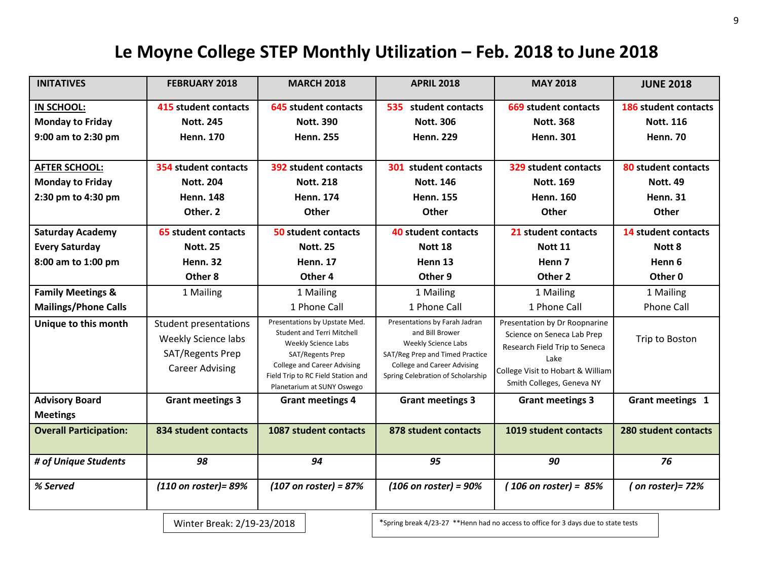# Le Moyne College STEP Monthly Utilization – Feb. 2018 to June 2018

| INITATIVES | FEBRUARY 2018 | MARCH 2018 | APRIL 2018 | MAY 2018 | JUNE 2018 |
|---|---|---|---|---|---|
| **IN SCHOOL:**<br>**Monday to Friday**<br>**9:00 am to 2:30 pm** | **415 student contacts**<br>**Nott. 245**<br>**Henn. 170** | **645 student contacts**<br>**Nott. 390**<br>**Henn. 255** | **535 student contacts**<br>**Nott. 306**<br>**Henn. 229** | **669 student contacts**<br>**Nott. 368**<br>**Henn. 301** | **186 student contacts**<br>**Nott. 116**<br>**Henn. 70** |
| **AFTER SCHOOL:**<br>**Monday to Friday**<br>**2:30 pm to 4:30 pm** | **354 student contacts**<br>**Nott. 204**<br>**Henn. 148**<br>**Other. 2** | **392 student contacts**<br>**Nott. 218**<br>**Henn. 174**<br>**Other** | **301 student contacts**<br>**Nott. 146**<br>**Henn. 155**<br>**Other** | **329 student contacts**<br>**Nott. 169**<br>**Henn. 160**<br>**Other** | **80 student contacts**<br>**Nott. 49**<br>**Henn. 31**<br>**Other** |
| **Saturday Academy**<br>**Every Saturday**<br>**8:00 am to 1:00 pm** | **65 student contacts**<br>**Nott. 25**<br>**Henn. 32**<br>**Other 8** | **50 student contacts**<br>**Nott. 25**<br>**Henn. 17**<br>**Other 4** | **40 student contacts**<br>**Nott 18**<br>**Henn 13**<br>**Other 9** | **21 student contacts**<br>**Nott 11**<br>**Henn 7**<br>**Other 2** | **14 student contacts**<br>**Nott 8**<br>**Henn 6**<br>**Other 0** |
| **Family Meetings & Mailings/Phone Calls** | 1 Mailing | 1 Mailing<br>1 Phone Call | 1 Mailing<br>1 Phone Call | 1 Mailing<br>1 Phone Call | 1 Mailing<br>Phone Call |
| **Unique to this month** | Student presentations<br>Weekly Science labs<br>SAT/Regents Prep<br>Career Advising | Presentations by Upstate Med. Student and Terri Mitchell<br>Weekly Science Labs<br>SAT/Regents Prep<br>College and Career Advising<br>Field Trip to RC Field Station and Planetarium at SUNY Oswego | Presentations by Farah Jadran and Bill Brower<br>Weekly Science Labs<br>SAT/Reg Prep and Timed Practice<br>College and Career Advising<br>Spring Celebration of Scholarship | Presentation by Dr Roopnarine<br>Science on Seneca Lab Prep<br>Research Field Trip to Seneca Lake<br>College Visit to Hobart & William Smith Colleges, Geneva NY | Trip to Boston |
| **Advisory Board Meetings** | **Grant meetings 3** | **Grant meetings 4** | **Grant meetings 3** | **Grant meetings 3** | **Grant meetings 1** |
| **Overall Participation:** | **834 student contacts** | **1087 student contacts** | **878 student contacts** | **1019 student contacts** | **280 student contacts** |
| ***# of Unique Students*** | ***98*** | ***94*** | ***95*** | ***90*** | ***76*** |
| ***% Served*** | ***(110 on roster)= 89%*** | ***(107 on roster) = 87%*** | ***(106 on roster) = 90%*** | ***( 106 on roster) = 85%*** | ***( on roster)= 72%*** |

Winter Break: 2/19-23/2018

*Spring break 4/23-27 **Henn had no access to office for 3 days due to state tests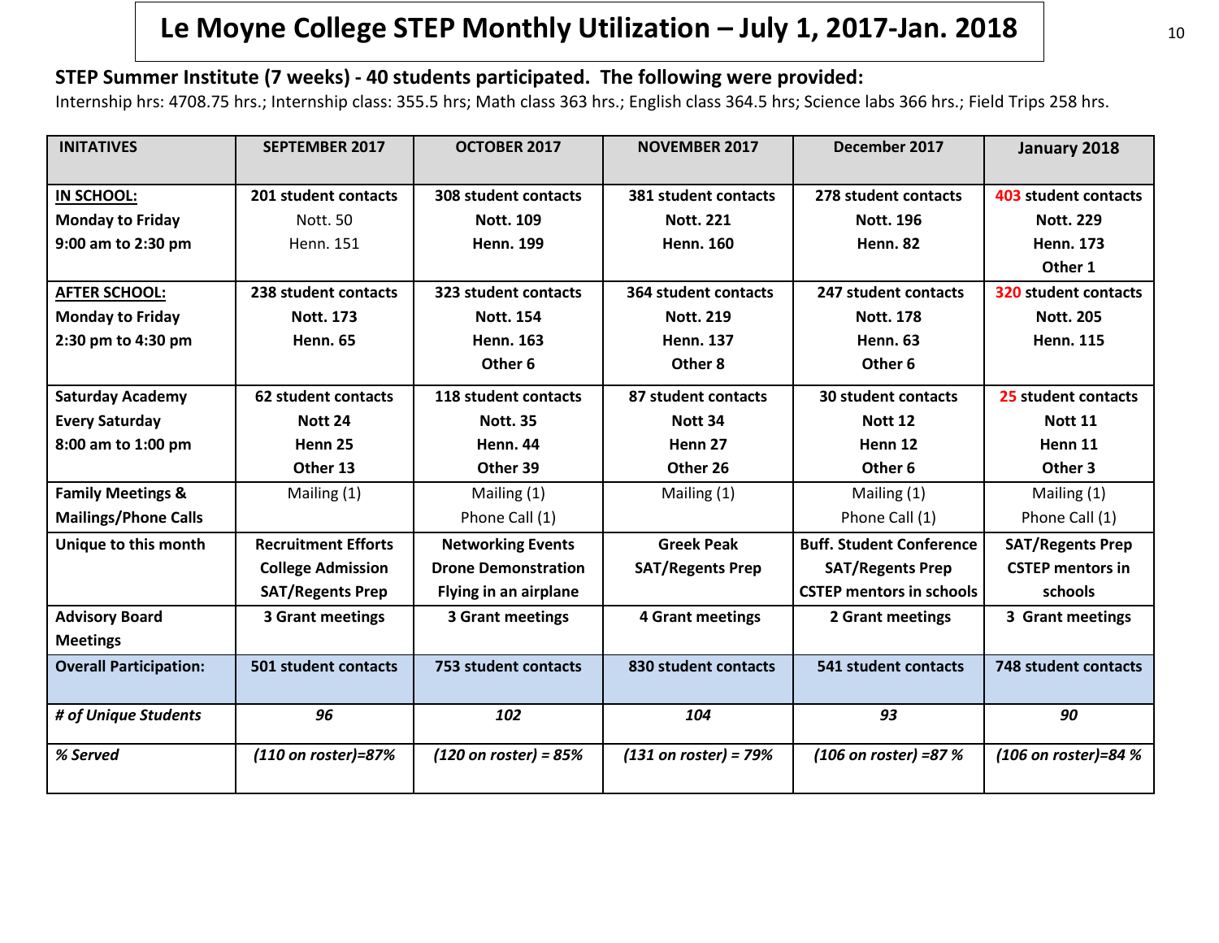# Le Moyne College STEP Monthly Utilization – July 1, 2017-Jan. 2018

**STEP Summer Institute (7 weeks) - 40 students participated. The following were provided:**

Internship hrs: 4708.75 hrs.; Internship class: 355.5 hrs; Math class 363 hrs.; English class 364.5 hrs; Science labs 366 hrs.; Field Trips 258 hrs.

| INITATIVES | SEPTEMBER 2017 | OCTOBER 2017 | NOVEMBER 2017 | December 2017 | January 2018 |
|---|---|---|---|---|---|
| **IN SCHOOL:** Monday to Friday 9:00 am to 2:30 pm | **201 student contacts** Nott. 50 Henn. 151 | **308 student contacts** **Nott. 109** **Henn. 199** | **381 student contacts** **Nott. 221** **Henn. 160** | **278 student contacts** **Nott. 196** **Henn. 82** | **403 student contacts** **Nott. 229** **Henn. 173** **Other 1** |
| **AFTER SCHOOL:** Monday to Friday 2:30 pm to 4:30 pm | **238 student contacts** **Nott. 173** **Henn. 65** | **323 student contacts** **Nott. 154** **Henn. 163** **Other 6** | **364 student contacts** **Nott. 219** **Henn. 137** **Other 8** | **247 student contacts** **Nott. 178** **Henn. 63** **Other 6** | **320 student contacts** **Nott. 205** **Henn. 115** |
| **Saturday Academy** Every Saturday 8:00 am to 1:00 pm | **62 student contacts** **Nott 24** **Henn 25** **Other 13** | **118 student contacts** **Nott. 35** **Henn. 44** **Other 39** | **87 student contacts** **Nott 34** **Henn 27** **Other 26** | **30 student contacts** **Nott 12** **Henn 12** **Other 6** | **25 student contacts** **Nott 11** **Henn 11** **Other 3** |
| **Family Meetings & Mailings/Phone Calls** | Mailing (1) | Mailing (1) Phone Call (1) | Mailing (1) | Mailing (1) Phone Call (1) | Mailing (1) Phone Call (1) |
| **Unique to this month** | **Recruitment Efforts** **College Admission** **SAT/Regents Prep** | **Networking Events** **Drone Demonstration** **Flying in an airplane** | **Greek Peak** **SAT/Regents Prep** | **Buff. Student Conference** **SAT/Regents Prep** **CSTEP mentors in schools** | **SAT/Regents Prep** **CSTEP mentors in schools** |
| **Advisory Board Meetings** | **3 Grant meetings** | **3 Grant meetings** | **4 Grant meetings** | **2 Grant meetings** | **3 Grant meetings** |
| **Overall Participation:** | **501 student contacts** | **753 student contacts** | **830 student contacts** | **541 student contacts** | **748 student contacts** |
| ***# of Unique Students*** | ***96*** | ***102*** | ***104*** | ***93*** | ***90*** |
| ***% Served*** | ***(110 on roster)=87%*** | ***(120 on roster) = 85%*** | ***(131 on roster) = 79%*** | ***(106 on roster) =87 %*** | ***(106 on roster)=84 %*** |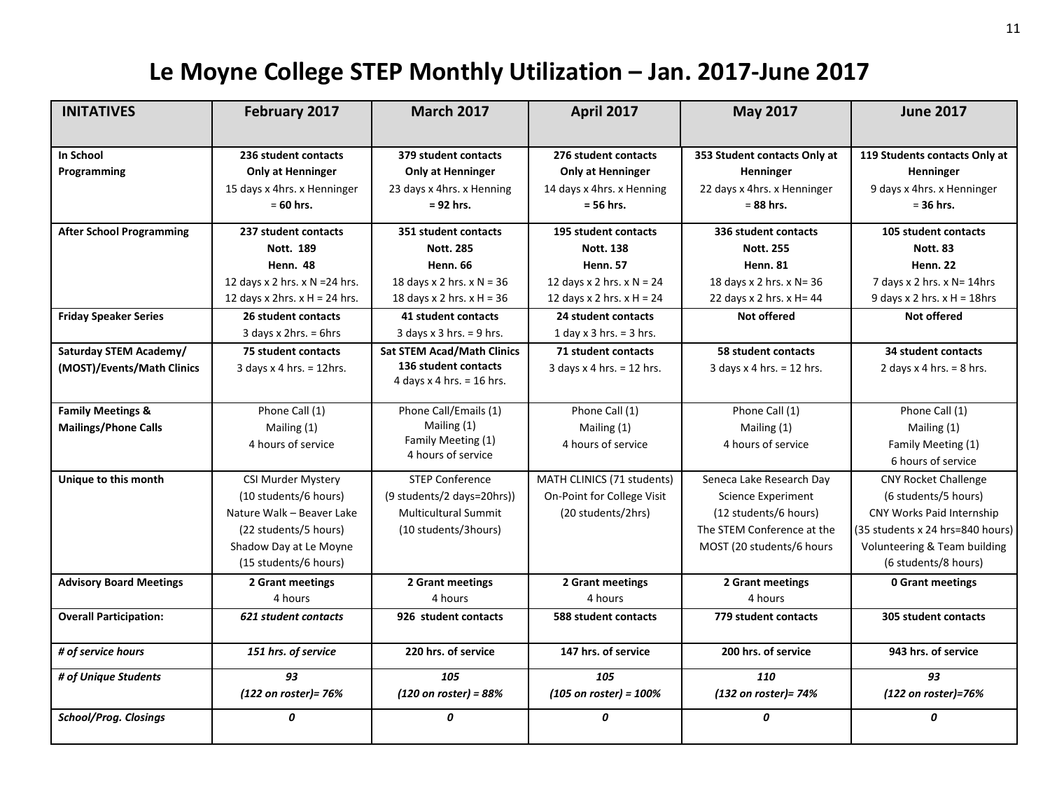# Le Moyne College STEP Monthly Utilization – Jan. 2017-June 2017

| INITATIVES | February 2017 | March 2017 | April 2017 | May 2017 | June 2017 |
|---|---|---|---|---|---|
| **In School Programming** | **236 student contacts Only at Henninger** 15 days x 4hrs. x Henninger = **60 hrs.** | **379 student contacts Only at Henninger** 23 days x 4hrs. x Henning **= 92 hrs.** | **276 student contacts Only at Henninger** 14 days x 4hrs. x Henning **= 56 hrs.** | **353 Student contacts Only at Henninger** 22 days x 4hrs. x Henninger = **88 hrs.** | **119 Students contacts Only at Henninger** 9 days x 4hrs. x Henninger = **36 hrs.** |
| **After School Programming** | **237 student contacts** **Nott. 189** **Henn. 48** 12 days x 2 hrs. x N =24 hrs. 12 days x 2hrs. x H = 24 hrs. | **351 student contacts** **Nott. 285** **Henn. 66** 18 days x 2 hrs. x N = 36 18 days x 2 hrs. x H = 36 | **195 student contacts** **Nott. 138** **Henn. 57** 12 days x 2 hrs. x N = 24 12 days x 2 hrs. x H = 24 | **336 student contacts** **Nott. 255** **Henn. 81** 18 days x 2 hrs. x N= 36 22 days x 2 hrs. x H= 44 | **105 student contacts** **Nott. 83** **Henn. 22** 7 days x 2 hrs. x N= 14hrs 9 days x 2 hrs. x H = 18hrs |
| **Friday Speaker Series** | **26 student contacts** 3 days x 2hrs. = 6hrs | **41 student contacts** 3 days x 3 hrs. = 9 hrs. | **24 student contacts** 1 day x 3 hrs. = 3 hrs. | **Not offered** | **Not offered** |
| **Saturday STEM Academy/ (MOST)/Events/Math Clinics** | **75 student contacts** 3 days x 4 hrs. = 12hrs. | **Sat STEM Acad/Math Clinics 136 student contacts** 4 days x 4 hrs. = 16 hrs. | **71 student contacts** 3 days x 4 hrs. = 12 hrs. | **58 student contacts** 3 days x 4 hrs. = 12 hrs. | **34 student contacts** 2 days x 4 hrs. = 8 hrs. |
| **Family Meetings & Mailings/Phone Calls** | Phone Call (1) Mailing (1) 4 hours of service | Phone Call/Emails (1) Mailing (1) Family Meeting (1) 4 hours of service | Phone Call (1) Mailing (1) 4 hours of service | Phone Call (1) Mailing (1) 4 hours of service | Phone Call (1) Mailing (1) Family Meeting (1) 6 hours of service |
| **Unique to this month** | CSI Murder Mystery (10 students/6 hours) Nature Walk – Beaver Lake (22 students/5 hours) Shadow Day at Le Moyne (15 students/6 hours) | STEP Conference (9 students/2 days=20hrs)) Multicultural Summit (10 students/3hours) | MATH CLINICS (71 students) On-Point for College Visit (20 students/2hrs) | Seneca Lake Research Day Science Experiment (12 students/6 hours) The STEM Conference at the MOST (20 students/6 hours | CNY Rocket Challenge (6 students/5 hours) CNY Works Paid Internship (35 students x 24 hrs=840 hours) Volunteering & Team building (6 students/8 hours) |
| **Advisory Board Meetings** | **2 Grant meetings** 4 hours | **2 Grant meetings** 4 hours | **2 Grant meetings** 4 hours | **2 Grant meetings** 4 hours | **0 Grant meetings** |
| **Overall Participation:** | ***621 student contacts*** | **926 student contacts** | **588 student contacts** | **779 student contacts** | **305 student contacts** |
| ***# of service hours*** | ***151 hrs. of service*** | **220 hrs. of service** | **147 hrs. of service** | **200 hrs. of service** | **943 hrs. of service** |
| ***# of Unique Students*** | ***93 (122 on roster)= 76%*** | ***105 (120 on roster) = 88%*** | ***105 (105 on roster) = 100%*** | ***110 (132 on roster)= 74%*** | ***93 (122 on roster)=76%*** |
| ***School/Prog. Closings*** | ***0*** | ***0*** | ***0*** | ***0*** | ***0*** |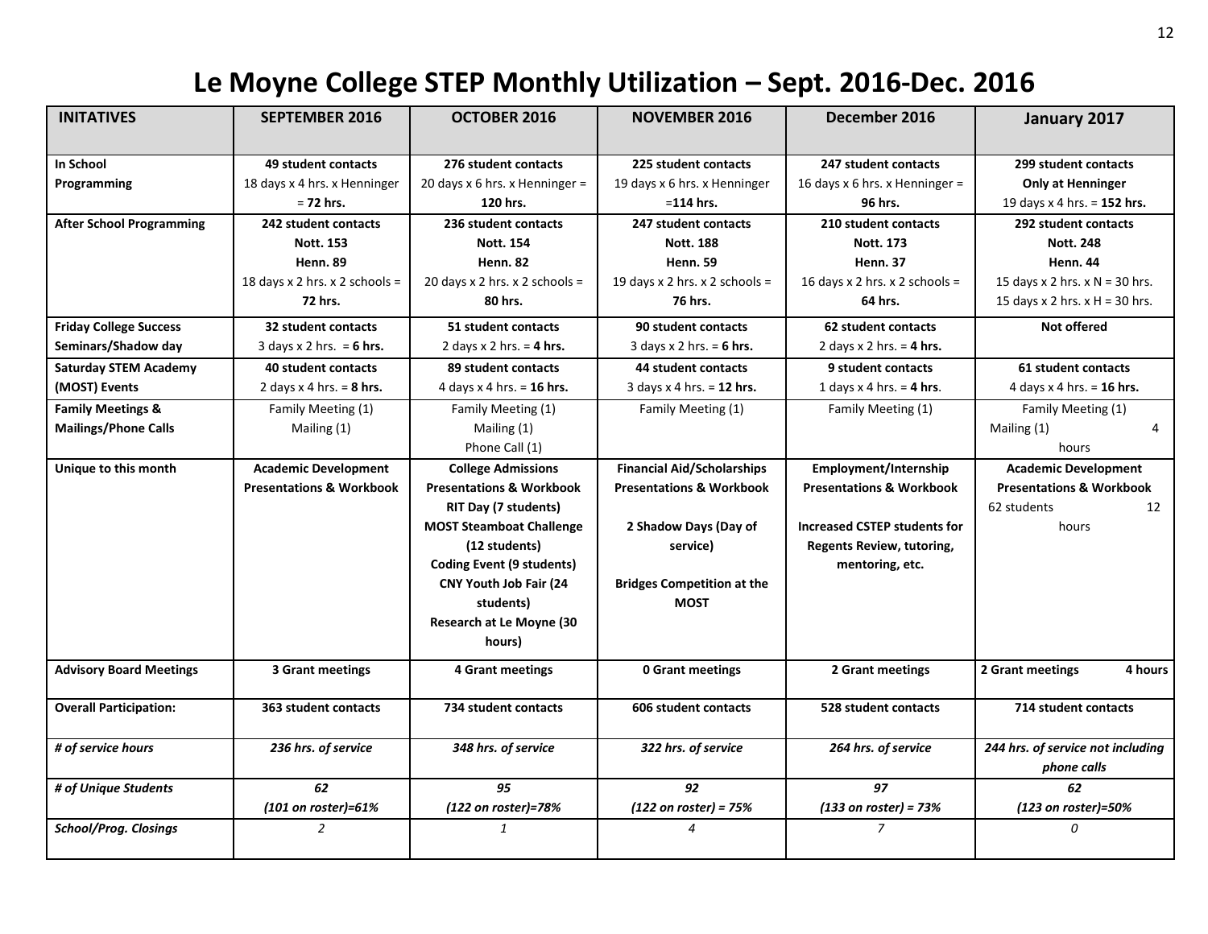# Le Moyne College STEP Monthly Utilization – Sept. 2016-Dec. 2016

| INITATIVES | SEPTEMBER 2016 | OCTOBER 2016 | NOVEMBER 2016 | December 2016 | January 2017 |
|---|---|---|---|---|---|
| **In School Programming** | **49 student contacts**<br>18 days x 4 hrs. x Henninger = **72 hrs.** | **276 student contacts**<br>20 days x 6 hrs. x Henninger = **120 hrs.** | **225 student contacts**<br>19 days x 6 hrs. x Henninger =**114 hrs.** | **247 student contacts**<br>16 days x 6 hrs. x Henninger = **96 hrs.** | **299 student contacts**<br>**Only at Henninger**<br>19 days x 4 hrs. = **152 hrs.** |
| **After School Programming** | **242 student contacts**<br>**Nott. 153**<br>**Henn. 89**<br>18 days x 2 hrs. x 2 schools = **72 hrs.** | **236 student contacts**<br>**Nott. 154**<br>**Henn. 82**<br>20 days x 2 hrs. x 2 schools = **80 hrs.** | **247 student contacts**<br>**Nott. 188**<br>**Henn. 59**<br>19 days x 2 hrs. x 2 schools = **76 hrs.** | **210 student contacts**<br>**Nott. 173**<br>**Henn. 37**<br>16 days x 2 hrs. x 2 schools = **64 hrs.** | **292 student contacts**<br>**Nott. 248**<br>**Henn. 44**<br>15 days x 2 hrs. x N = 30 hrs.<br>15 days x 2 hrs. x H = 30 hrs. |
| **Friday College Success Seminars/Shadow day** | **32 student contacts**<br>3 days x 2 hrs. = **6 hrs.** | **51 student contacts**<br>2 days x 2 hrs. = **4 hrs.** | **90 student contacts**<br>3 days x 2 hrs. = **6 hrs.** | **62 student contacts**<br>2 days x 2 hrs. = **4 hrs.** | **Not offered** |
| **Saturday STEM Academy (MOST) Events** | **40 student contacts**<br>2 days x 4 hrs. = **8 hrs.** | **89 student contacts**<br>4 days x 4 hrs. = **16 hrs.** | **44 student contacts**<br>3 days x 4 hrs. = **12 hrs.** | **9 student contacts**<br>1 days x 4 hrs. = **4 hrs**. | **61 student contacts**<br>4 days x 4 hrs. = **16 hrs.** |
| **Family Meetings & Mailings/Phone Calls** | Family Meeting (1)<br>Mailing (1) | Family Meeting (1)<br>Mailing (1)<br>Phone Call (1) | Family Meeting (1) | Family Meeting (1) | Family Meeting (1)<br>Mailing (1) 4 hours |
| **Unique to this month** | **Academic Development Presentations & Workbook** | **College Admissions Presentations & Workbook**<br>**RIT Day (7 students)**<br>**MOST Steamboat Challenge (12 students)**<br>**Coding Event (9 students)**<br>**CNY Youth Job Fair (24 students)**<br>**Research at Le Moyne (30 hours)** | **Financial Aid/Scholarships Presentations & Workbook**<br><br>**2 Shadow Days (Day of service)**<br><br>**Bridges Competition at the MOST** | **Employment/Internship Presentations & Workbook**<br><br>**Increased CSTEP students for Regents Review, tutoring, mentoring, etc.** | **Academic Development Presentations & Workbook**<br>62 students 12 hours |
| **Advisory Board Meetings** | **3 Grant meetings** | **4 Grant meetings** | **0 Grant meetings** | **2 Grant meetings** | **2 Grant meetings 4 hours** |
| **Overall Participation:** | **363 student contacts** | **734 student contacts** | **606 student contacts** | **528 student contacts** | **714 student contacts** |
| ***# of service hours*** | ***236 hrs. of service*** | ***348 hrs. of service*** | ***322 hrs. of service*** | ***264 hrs. of service*** | ***244 hrs. of service not including phone calls*** |
| ***# of Unique Students*** | ***62***<br>***(101 on roster)=61%*** | ***95***<br>***(122 on roster)=78%*** | ***92***<br>***(122 on roster) = 75%*** | ***97***<br>***(133 on roster) = 73%*** | ***62***<br>***(123 on roster)=50%*** |
| ***School/Prog. Closings*** | *2* | *1* | *4* | *7* | *0* |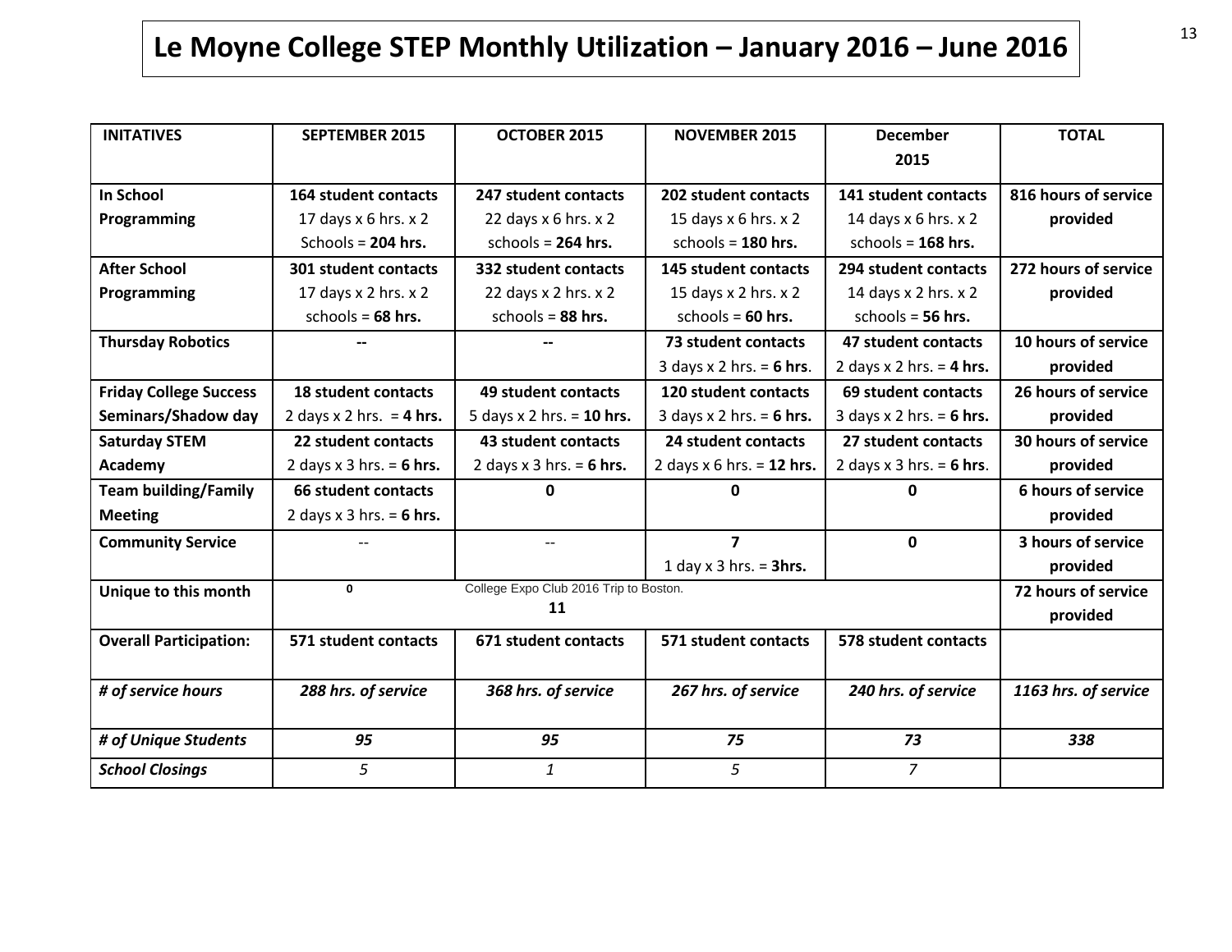# Le Moyne College STEP Monthly Utilization – January 2016 – June 2016

| INITATIVES | SEPTEMBER 2015 | OCTOBER 2015 | NOVEMBER 2015 | December 2015 | TOTAL |
|---|---|---|---|---|---|
| **In School Programming** | **164 student contacts** 17 days x 6 hrs. x 2 Schools = **204 hrs.** | **247 student contacts** 22 days x 6 hrs. x 2 schools = **264 hrs.** | **202 student contacts** 15 days x 6 hrs. x 2 schools = **180 hrs.** | **141 student contacts** 14 days x 6 hrs. x 2 schools = **168 hrs.** | **816 hours of service provided** |
| **After School Programming** | **301 student contacts** 17 days x 2 hrs. x 2 schools = **68 hrs.** | **332 student contacts** 22 days x 2 hrs. x 2 schools = **88 hrs.** | **145 student contacts** 15 days x 2 hrs. x 2 schools = **60 hrs.** | **294 student contacts** 14 days x 2 hrs. x 2 schools = **56 hrs.** | **272 hours of service provided** |
| **Thursday Robotics** | -- | -- | **73 student contacts** 3 days x 2 hrs. = **6 hrs**. | **47 student contacts** 2 days x 2 hrs. = **4 hrs.** | **10 hours of service provided** |
| **Friday College Success Seminars/Shadow day** | **18 student contacts** 2 days x 2 hrs. = **4 hrs.** | **49 student contacts** 5 days x 2 hrs. = **10 hrs.** | **120 student contacts** 3 days x 2 hrs. = **6 hrs.** | **69 student contacts** 3 days x 2 hrs. = **6 hrs.** | **26 hours of service provided** |
| **Saturday STEM Academy** | **22 student contacts** 2 days x 3 hrs. = **6 hrs.** | **43 student contacts** 2 days x 3 hrs. = **6 hrs.** | **24 student contacts** 2 days x 6 hrs. = **12 hrs.** | **27 student contacts** 2 days x 3 hrs. = **6 hrs**. | **30 hours of service provided** |
| **Team building/Family Meeting** | **66 student contacts** 2 days x 3 hrs. = **6 hrs.** | **0** | **0** | **0** | **6 hours of service provided** |
| **Community Service** | -- | -- | **7** 1 day x 3 hrs. = **3hrs.** | **0** | **3 hours of service provided** |
| **Unique to this month** | **0** | College Expo Club 2016 Trip to Boston. **11** | | | **72 hours of service provided** |
| **Overall Participation:** | **571 student contacts** | **671 student contacts** | **571 student contacts** | **578 student contacts** | |
| ***# of service hours*** | ***288 hrs. of service*** | ***368 hrs. of service*** | ***267 hrs. of service*** | ***240 hrs. of service*** | ***1163 hrs. of service*** |
| ***# of Unique Students*** | ***95*** | ***95*** | ***75*** | ***73*** | ***338*** |
| ***School Closings*** | *5* | *1* | *5* | *7* | |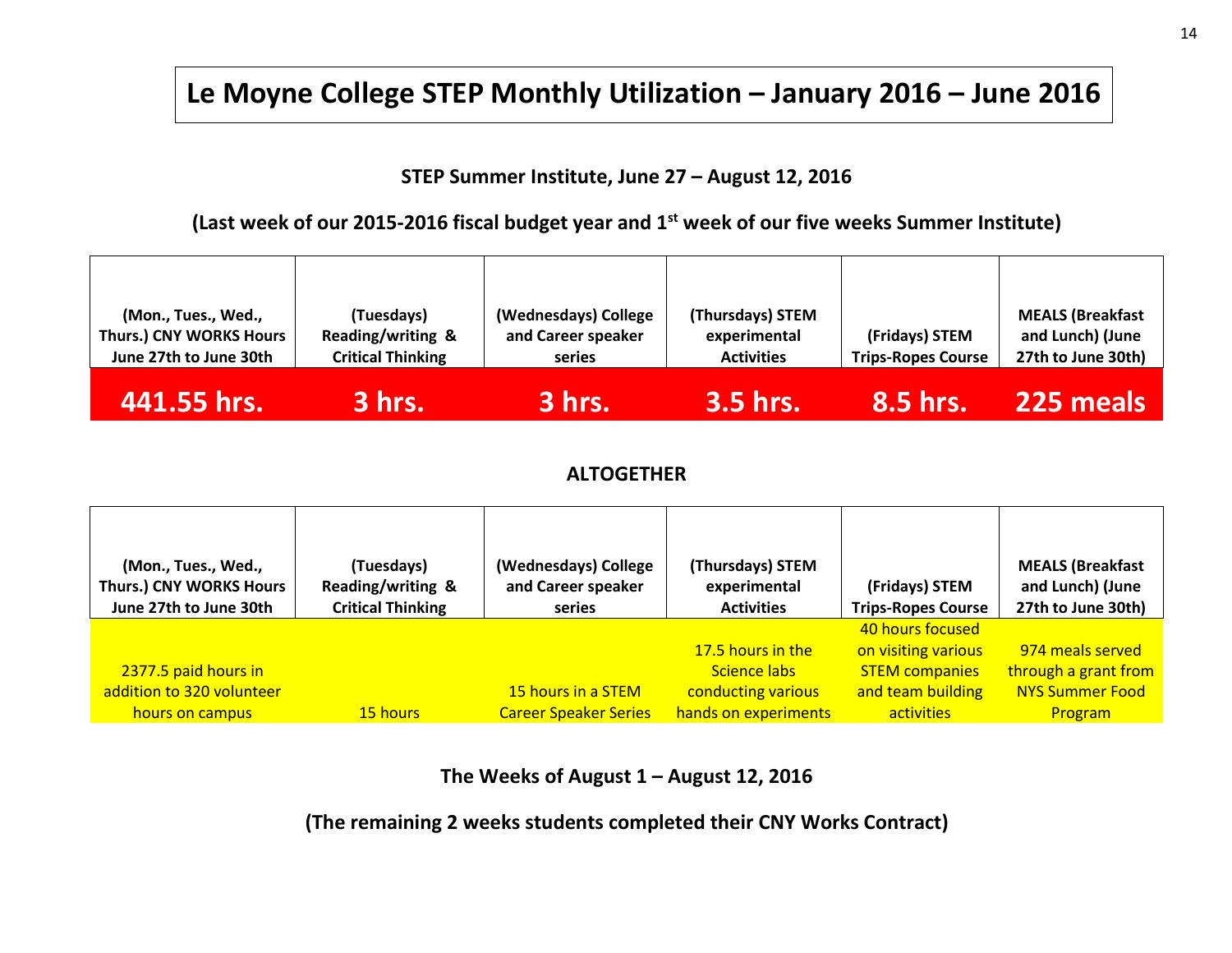# Le Moyne College STEP Monthly Utilization – January 2016 – June 2016

**STEP Summer Institute, June 27 – August 12, 2016**

**(Last week of our 2015-2016 fiscal budget year and 1st week of our five weeks Summer Institute)**

| (Mon., Tues., Wed., Thurs.) CNY WORKS Hours June 27th to June 30th | (Tuesdays) Reading/writing & Critical Thinking | (Wednesdays) College and Career speaker series | (Thursdays) STEM experimental Activities | (Fridays) STEM Trips-Ropes Course | MEALS (Breakfast and Lunch) (June 27th to June 30th) |
|---|---|---|---|---|---|
| **441.55 hrs.** | **3 hrs.** | **3 hrs.** | **3.5 hrs.** | **8.5 hrs.** | **225 meals** |

**ALTOGETHER**

| (Mon., Tues., Wed., Thurs.) CNY WORKS Hours June 27th to June 30th | (Tuesdays) Reading/writing & Critical Thinking | (Wednesdays) College and Career speaker series | (Thursdays) STEM experimental Activities | (Fridays) STEM Trips-Ropes Course | MEALS (Breakfast and Lunch) (June 27th to June 30th) |
|---|---|---|---|---|---|
| 2377.5 paid hours in addition to 320 volunteer hours on campus | 15 hours | 15 hours in a STEM Career Speaker Series | 17.5 hours in the Science labs conducting various hands on experiments | 40 hours focused on visiting various STEM companies and team building activities | 974 meals served through a grant from NYS Summer Food Program |

**The Weeks of August 1 – August 12, 2016**

**(The remaining 2 weeks students completed their CNY Works Contract)**